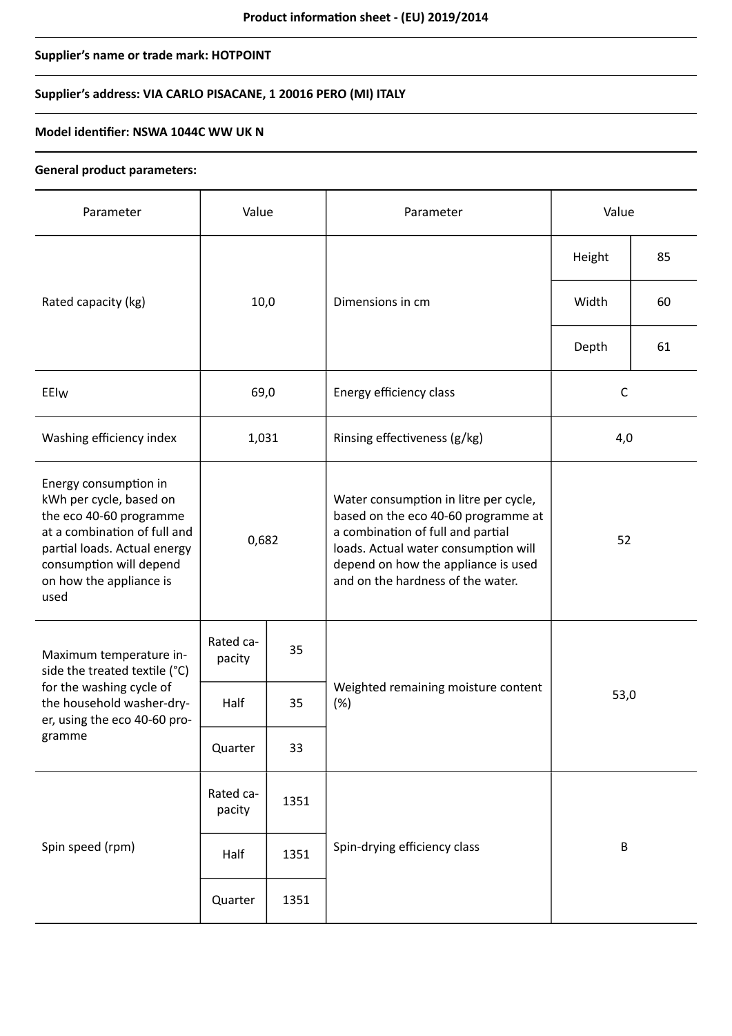**Product information sheet - (EU) 2019/2014**

**Supplier's name or trade mark: HOTPOINT**

**Supplier's address: VIA CARLO PISACANE, 1 20016 PERO (MI) ITALY**

**Model identifier: NSWA 1044C WW UK N**

**General product parameters:**

| Parameter | Value | | Parameter | Value | |
|---|---|---|---|---|---|
| Rated capacity (kg) | 10,0 | | Dimensions in cm | Height | 85 |
| | | | | Width | 60 |
| | | | | Depth | 61 |
| $EEI_W$ | 69,0 | | Energy efficiency class | C | |
| Washing efficiency index | 1,031 | | Rinsing effectiveness (g/kg) | 4,0 | |
| Energy consumption in kWh per cycle, based on the eco 40-60 programme at a combination of full and partial loads. Actual energy consumption will depend on how the appliance is used | 0,682 | | Water consumption in litre per cycle, based on the eco 40-60 programme at a combination of full and partial loads. Actual water consumption will depend on how the appliance is used and on the hardness of the water. | 52 | |
| Maximum temperature inside the treated textile (°C) for the washing cycle of the household washer-dryer, using the eco 40-60 programme | Rated capacity | 35 | Weighted remaining moisture content (%) | 53,0 | |
| | Half | 35 | | | |
| | Quarter | 33 | | | |
| Spin speed (rpm) | Rated capacity | 1351 | Spin-drying efficiency class | B | |
| | Half | 1351 | | | |
| | Quarter | 1351 | | | |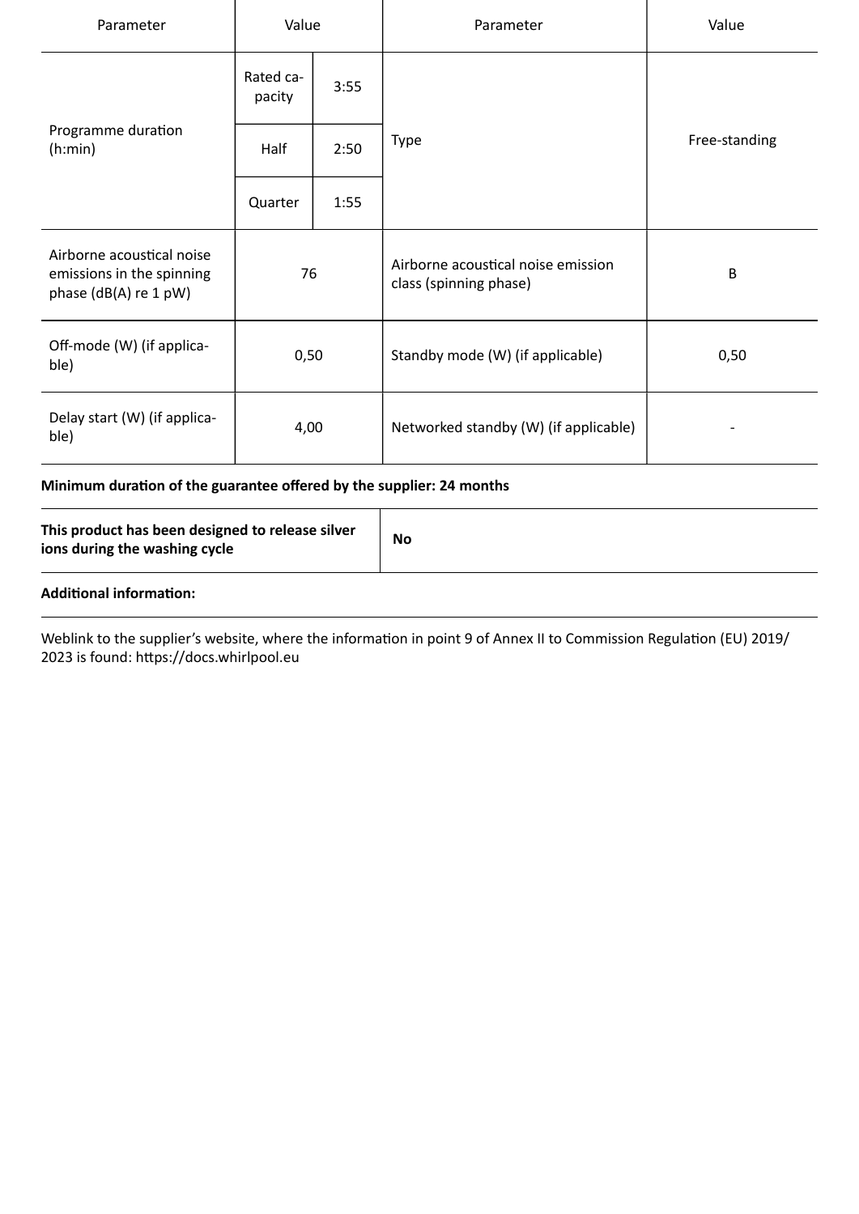| Parameter | Value | | Parameter | Value |
|---|---|---|---|---|
| Programme duration (h:min) | Rated capacity | 3:55 | Type | Free-standing |
| | Half | 2:50 | | |
| | Quarter | 1:55 | | |
| Airborne acoustical noise emissions in the spinning phase (dB(A) re 1 pW) | 76 | | Airborne acoustical noise emission class (spinning phase) | B |
| Off-mode (W) (if applicable) | 0,50 | | Standby mode (W) (if applicable) | 0,50 |
| Delay start (W) (if applicable) | 4,00 | | Networked standby (W) (if applicable) | - |

**Minimum duration of the guarantee offered by the supplier: 24 months**

| | |
|---|---|
| **This product has been designed to release silver ions during the washing cycle** | **No** |

**Additional information:**

Weblink to the supplier's website, where the information in point 9 of Annex II to Commission Regulation (EU) 2019/2023 is found: https://docs.whirlpool.eu